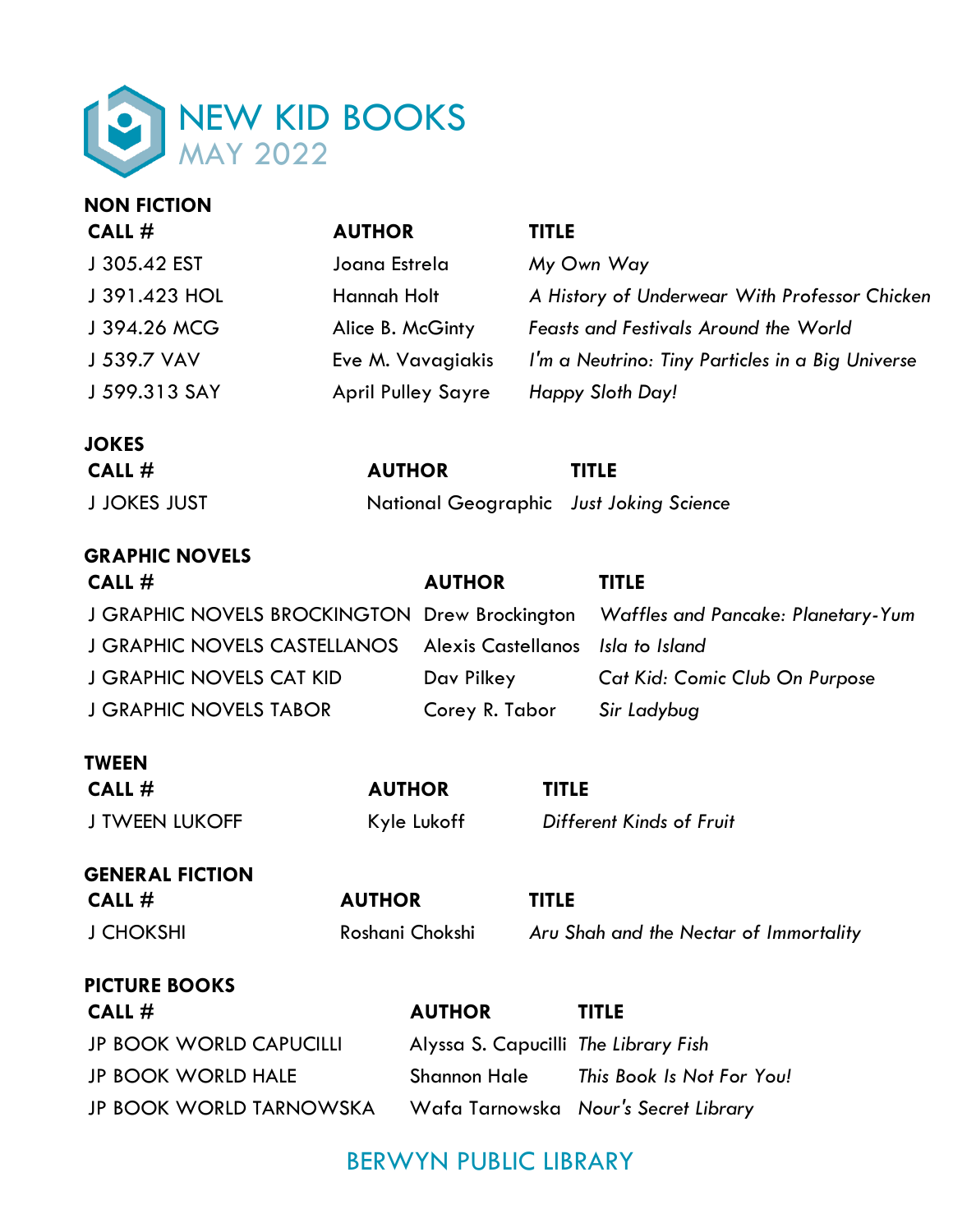# NEW KID BOOKS
## MAY 2022

### NON FICTION

| CALL # | AUTHOR | TITLE |
|---|---|---|
| J 305.42 EST | Joana Estrela | *My Own Way* |
| J 391.423 HOL | Hannah Holt | *A History of Underwear With Professor Chicken* |
| J 394.26 MCG | Alice B. McGinty | *Feasts and Festivals Around the World* |
| J 539.7 VAV | Eve M. Vavagiakis | *I'm a Neutrino: Tiny Particles in a Big Universe* |
| J 599.313 SAY | April Pulley Sayre | *Happy Sloth Day!* |

### JOKES

| CALL # | AUTHOR | TITLE |
|---|---|---|
| J JOKES JUST | National Geographic | *Just Joking Science* |

### GRAPHIC NOVELS

| CALL # | AUTHOR | TITLE |
|---|---|---|
| J GRAPHIC NOVELS BROCKINGTON | Drew Brockington | *Waffles and Pancake: Planetary-Yum* |
| J GRAPHIC NOVELS CASTELLANOS | Alexis Castellanos | *Isla to Island* |
| J GRAPHIC NOVELS CAT KID | Dav Pilkey | *Cat Kid: Comic Club On Purpose* |
| J GRAPHIC NOVELS TABOR | Corey R. Tabor | *Sir Ladybug* |

### TWEEN

| CALL # | AUTHOR | TITLE |
|---|---|---|
| J TWEEN LUKOFF | Kyle Lukoff | *Different Kinds of Fruit* |

### GENERAL FICTION

| CALL # | AUTHOR | TITLE |
|---|---|---|
| J CHOKSHI | Roshani Chokshi | *Aru Shah and the Nectar of Immortality* |

### PICTURE BOOKS

| CALL # | AUTHOR | TITLE |
|---|---|---|
| JP BOOK WORLD CAPUCILLI | Alyssa S. Capucilli | *The Library Fish* |
| JP BOOK WORLD HALE | Shannon Hale | *This Book Is Not For You!* |
| JP BOOK WORLD TARNOWSKA | Wafa Tarnowska | *Nour's Secret Library* |

BERWYN PUBLIC LIBRARY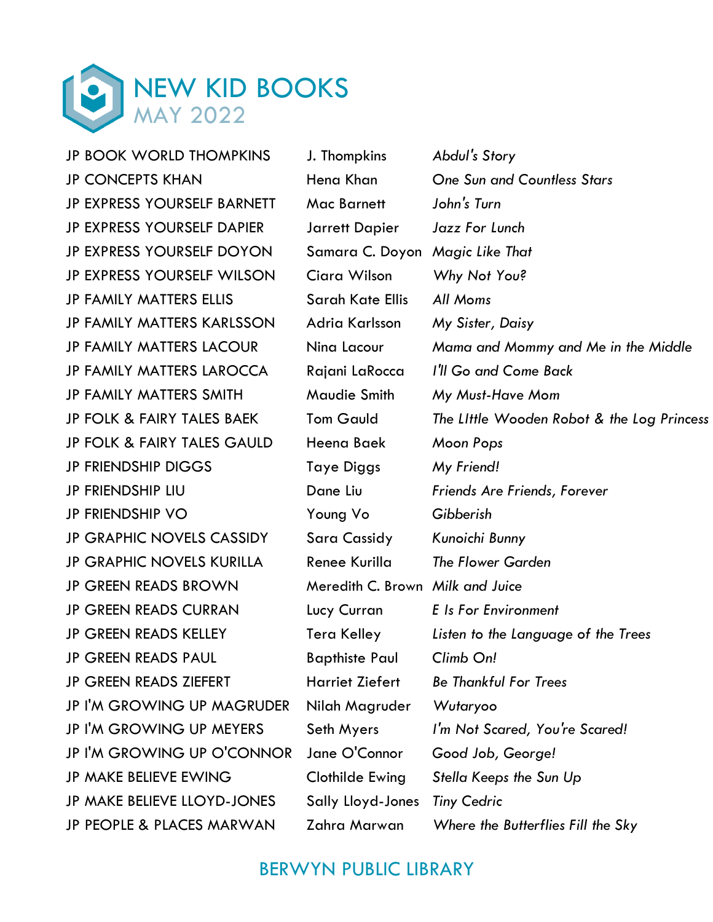# NEW KID BOOKS

## MAY 2022

| | | |
|---|---|---|
| JP BOOK WORLD THOMPKINS | J. Thompkins | *Abdul's Story* |
| JP CONCEPTS KHAN | Hena Khan | *One Sun and Countless Stars* |
| JP EXPRESS YOURSELF BARNETT | Mac Barnett | *John's Turn* |
| JP EXPRESS YOURSELF DAPIER | Jarrett Dapier | *Jazz For Lunch* |
| JP EXPRESS YOURSELF DOYON | Samara C. Doyon | *Magic Like That* |
| JP EXPRESS YOURSELF WILSON | Ciara Wilson | *Why Not You?* |
| JP FAMILY MATTERS ELLIS | Sarah Kate Ellis | *All Moms* |
| JP FAMILY MATTERS KARLSSON | Adria Karlsson | *My Sister, Daisy* |
| JP FAMILY MATTERS LACOUR | Nina Lacour | *Mama and Mommy and Me in the Middle* |
| JP FAMILY MATTERS LAROCCA | Rajani LaRocca | *I'll Go and Come Back* |
| JP FAMILY MATTERS SMITH | Maudie Smith | *My Must-Have Mom* |
| JP FOLK & FAIRY TALES BAEK | Tom Gauld | *The LIttle Wooden Robot & the Log Princess* |
| JP FOLK & FAIRY TALES GAULD | Heena Baek | *Moon Pops* |
| JP FRIENDSHIP DIGGS | Taye Diggs | *My Friend!* |
| JP FRIENDSHIP LIU | Dane Liu | *Friends Are Friends, Forever* |
| JP FRIENDSHIP VO | Young Vo | *Gibberish* |
| JP GRAPHIC NOVELS CASSIDY | Sara Cassidy | *Kunoichi Bunny* |
| JP GRAPHIC NOVELS KURILLA | Renee Kurilla | *The Flower Garden* |
| JP GREEN READS BROWN | Meredith C. Brown | *Milk and Juice* |
| JP GREEN READS CURRAN | Lucy Curran | *E Is For Environment* |
| JP GREEN READS KELLEY | Tera Kelley | *Listen to the Language of the Trees* |
| JP GREEN READS PAUL | Bapthiste Paul | *Climb On!* |
| JP GREEN READS ZIEFERT | Harriet Ziefert | *Be Thankful For Trees* |
| JP I'M GROWING UP MAGRUDER | Nilah Magruder | *Wutaryoo* |
| JP I'M GROWING UP MEYERS | Seth Myers | *I'm Not Scared, You're Scared!* |
| JP I'M GROWING UP O'CONNOR | Jane O'Connor | *Good Job, George!* |
| JP MAKE BELIEVE EWING | Clothilde Ewing | *Stella Keeps the Sun Up* |
| JP MAKE BELIEVE LLOYD-JONES | Sally Lloyd-Jones | *Tiny Cedric* |
| JP PEOPLE & PLACES MARWAN | Zahra Marwan | *Where the Butterflies Fill the Sky* |

BERWYN PUBLIC LIBRARY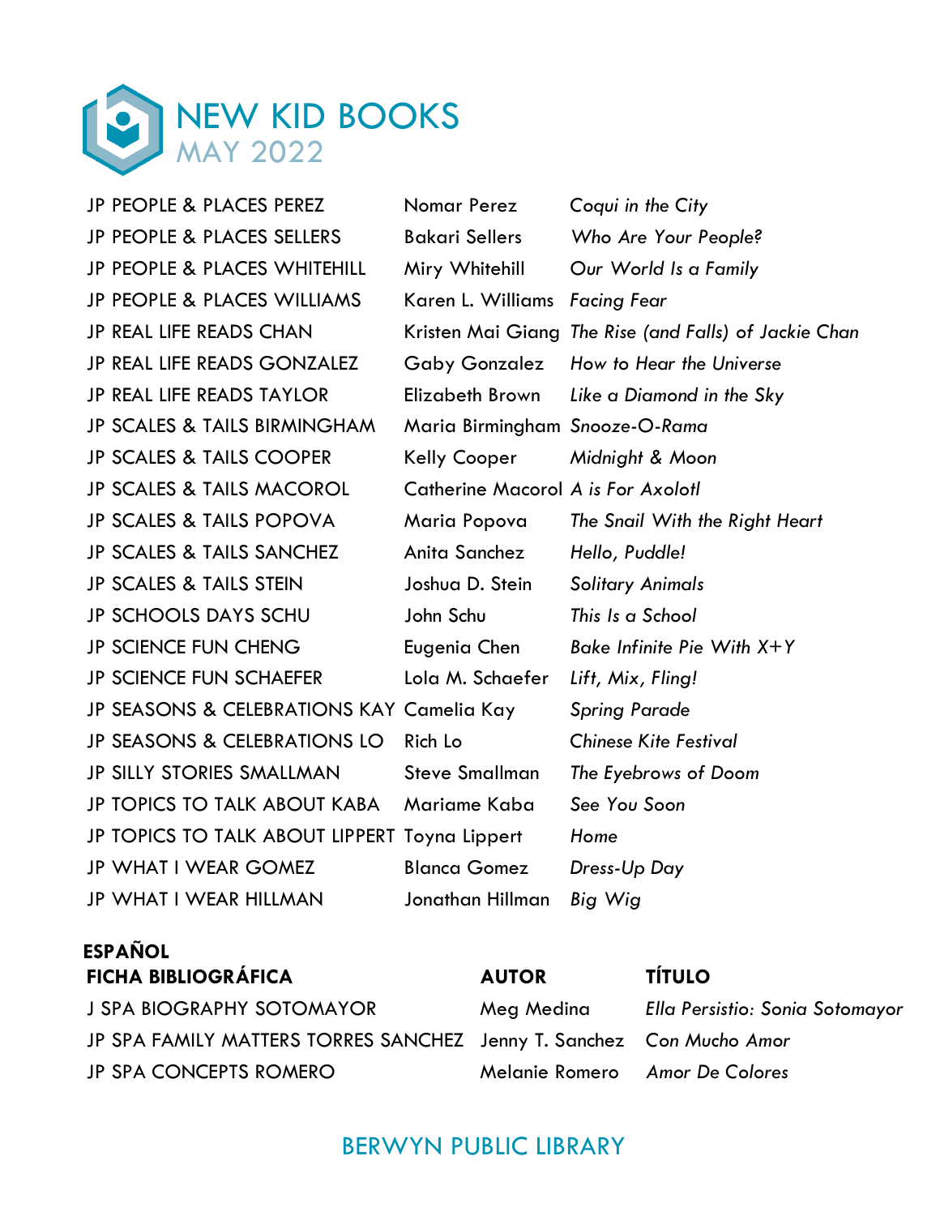# NEW KID BOOKS
## MAY 2022

| | | |
|---|---|---|
| JP PEOPLE & PLACES PEREZ | Nomar Perez | *Coqui in the City* |
| JP PEOPLE & PLACES SELLERS | Bakari Sellers | *Who Are Your People?* |
| JP PEOPLE & PLACES WHITEHILL | Miry Whitehill | *Our World Is a Family* |
| JP PEOPLE & PLACES WILLIAMS | Karen L. Williams | *Facing Fear* |
| JP REAL LIFE READS CHAN | Kristen Mai Giang | *The Rise (and Falls) of Jackie Chan* |
| JP REAL LIFE READS GONZALEZ | Gaby Gonzalez | *How to Hear the Universe* |
| JP REAL LIFE READS TAYLOR | Elizabeth Brown | *Like a Diamond in the Sky* |
| JP SCALES & TAILS BIRMINGHAM | Maria Birmingham | *Snooze-O-Rama* |
| JP SCALES & TAILS COOPER | Kelly Cooper | *Midnight & Moon* |
| JP SCALES & TAILS MACOROL | Catherine Macorol | *A is For Axolotl* |
| JP SCALES & TAILS POPOVA | Maria Popova | *The Snail With the Right Heart* |
| JP SCALES & TAILS SANCHEZ | Anita Sanchez | *Hello, Puddle!* |
| JP SCALES & TAILS STEIN | Joshua D. Stein | *Solitary Animals* |
| JP SCHOOLS DAYS SCHU | John Schu | *This Is a School* |
| JP SCIENCE FUN CHENG | Eugenia Chen | *Bake Infinite Pie With X+Y* |
| JP SCIENCE FUN SCHAEFER | Lola M. Schaefer | *Lift, Mix, Fling!* |
| JP SEASONS & CELEBRATIONS KAY | Camelia Kay | *Spring Parade* |
| JP SEASONS & CELEBRATIONS LO | Rich Lo | *Chinese Kite Festival* |
| JP SILLY STORIES SMALLMAN | Steve Smallman | *The Eyebrows of Doom* |
| JP TOPICS TO TALK ABOUT KABA | Mariame Kaba | *See You Soon* |
| JP TOPICS TO TALK ABOUT LIPPERT | Toyna Lippert | *Home* |
| JP WHAT I WEAR GOMEZ | Blanca Gomez | *Dress-Up Day* |
| JP WHAT I WEAR HILLMAN | Jonathan Hillman | *Big Wig* |

**ESPAÑOL**

| FICHA BIBLIOGRÁFICA | AUTOR | TÍTULO |
|---|---|---|
| J SPA BIOGRAPHY SOTOMAYOR | Meg Medina | *Ella Persistio: Sonia Sotomayor* |
| JP SPA FAMILY MATTERS TORRES SANCHEZ | Jenny T. Sanchez | *Con Mucho Amor* |
| JP SPA CONCEPTS ROMERO | Melanie Romero | *Amor De Colores* |

BERWYN PUBLIC LIBRARY